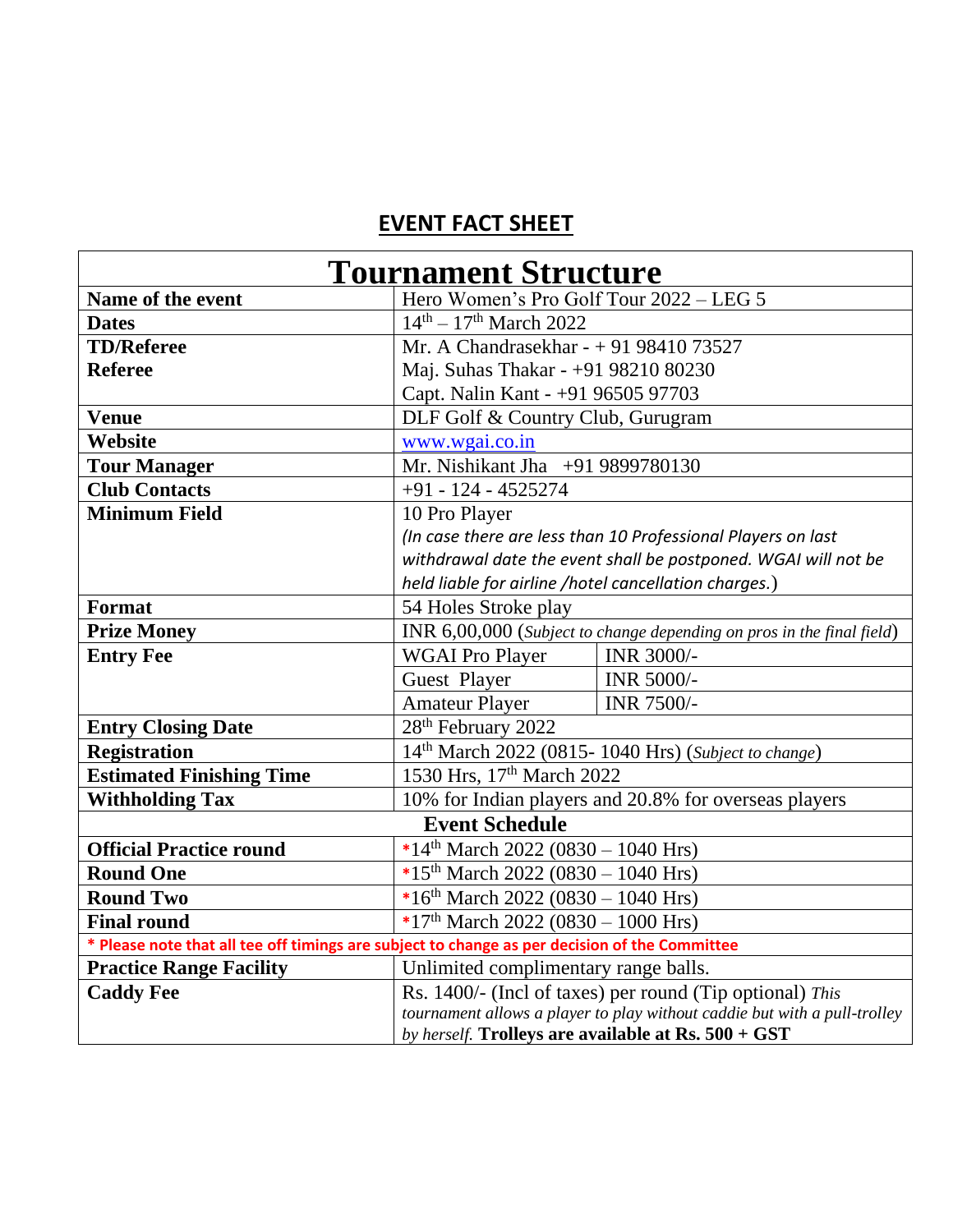# EVENT FACT SHEET

| Tournament Structure | | |
|---|---|---|
| **Name of the event** | Hero Women's Pro Golf Tour 2022 – LEG 5 | |
| **Dates** | 14th – 17th March 2022 | |
| **TD/Referee**<br>**Referee** | Mr. A Chandrasekhar - + 91 98410 73527<br>Maj. Suhas Thakar - +91 98210 80230<br>Capt. Nalin Kant - +91 96505 97703 | |
| **Venue** | DLF Golf & Country Club, Gurugram | |
| **Website** | www.wgai.co.in | |
| **Tour Manager** | Mr. Nishikant Jha +91 9899780130 | |
| **Club Contacts** | +91 - 124 - 4525274 | |
| **Minimum Field** | 10 Pro Player<br>*(In case there are less than 10 Professional Players on last withdrawal date the event shall be postponed. WGAI will not be held liable for airline /hotel cancellation charges.)* | |
| **Format** | 54 Holes Stroke play | |
| **Prize Money** | INR 6,00,000 (*Subject to change depending on pros in the final field*) | |
| **Entry Fee** | WGAI Pro Player | INR 3000/- |
| | Guest Player | INR 5000/- |
| | Amateur Player | INR 7500/- |
| **Entry Closing Date** | 28th February 2022 | |
| **Registration** | 14th March 2022 (0815- 1040 Hrs) (*Subject to change*) | |
| **Estimated Finishing Time** | 1530 Hrs, 17th March 2022 | |
| **Withholding Tax** | 10% for Indian players and 20.8% for overseas players | |
| **Event Schedule** | | |
| **Official Practice round** | *14th March 2022 (0830 – 1040 Hrs) | |
| **Round One** | *15th March 2022 (0830 – 1040 Hrs) | |
| **Round Two** | *16th March 2022 (0830 – 1040 Hrs) | |
| **Final round** | *17th March 2022 (0830 – 1000 Hrs) | |
| **\* Please note that all tee off timings are subject to change as per decision of the Committee** | | |
| **Practice Range Facility** | Unlimited complimentary range balls. | |
| **Caddy Fee** | Rs. 1400/- (Incl of taxes) per round (Tip optional) *This tournament allows a player to play without caddie but with a pull-trolley by herself.* **Trolleys are available at Rs. 500 + GST** | |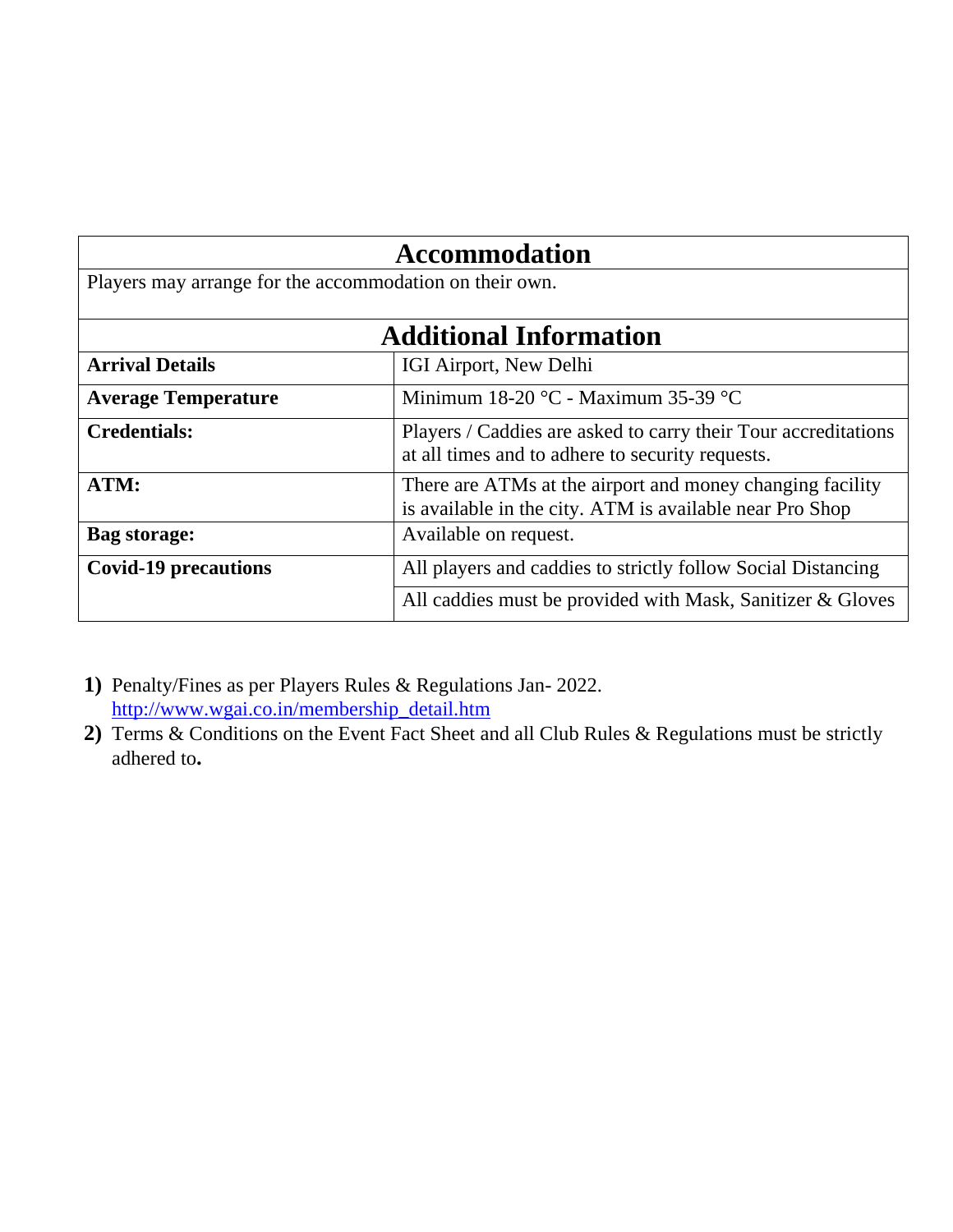## Accommodation

Players may arrange for the accommodation on their own.

## Additional Information

| | |
|---|---|
| **Arrival Details** | IGI Airport, New Delhi |
| **Average Temperature** | Minimum 18-20 °C - Maximum 35-39 °C |
| **Credentials:** | Players / Caddies are asked to carry their Tour accreditations at all times and to adhere to security requests. |
| **ATM:** | There are ATMs at the airport and money changing facility is available in the city. ATM is available near Pro Shop |
| **Bag storage:** | Available on request. |
| **Covid-19 precautions** | All players and caddies to strictly follow Social Distancing |
| | All caddies must be provided with Mask, Sanitizer & Gloves |

1) Penalty/Fines as per Players Rules & Regulations Jan- 2022. http://www.wgai.co.in/membership_detail.htm
2) Terms & Conditions on the Event Fact Sheet and all Club Rules & Regulations must be strictly adhered to.